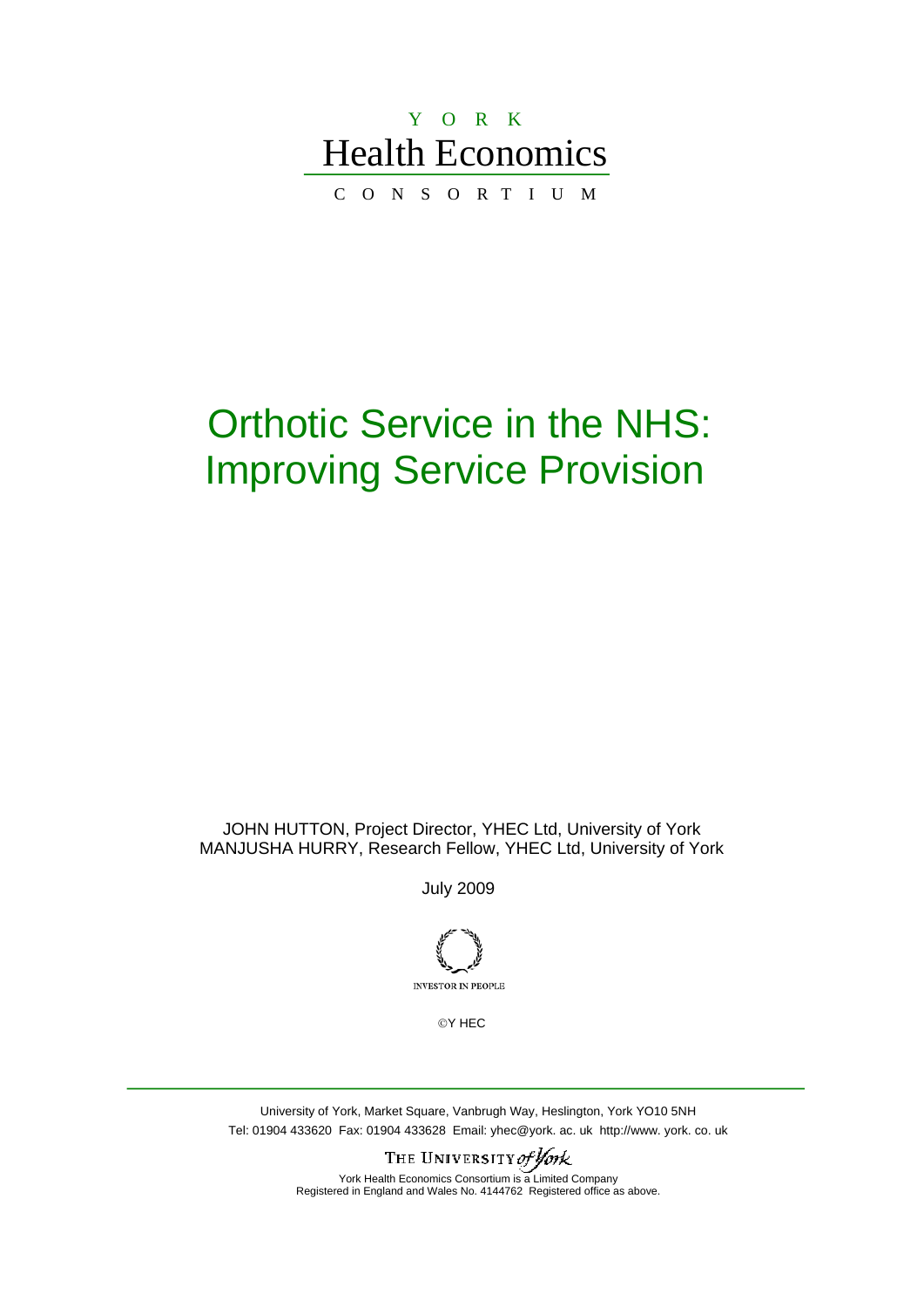Y O R K

Health Economics

C O N S O R T I U M

# Orthotic Service in the NHS: Improving Service Provision

JOHN HUTTON, Project Director, YHEC Ltd, University of York
MANJUSHA HURRY, Research Fellow, YHEC Ltd, University of York

July 2009

INVESTOR IN PEOPLE

©Y HEC

University of York, Market Square, Vanbrugh Way, Heslington, York YO10 5NH
Tel: 01904 433620 Fax: 01904 433628 Email: yhec@york. ac. uk http://www. york. co. uk

THE UNIVERSITY of York

York Health Economics Consortium is a Limited Company
Registered in England and Wales No. 4144762 Registered office as above.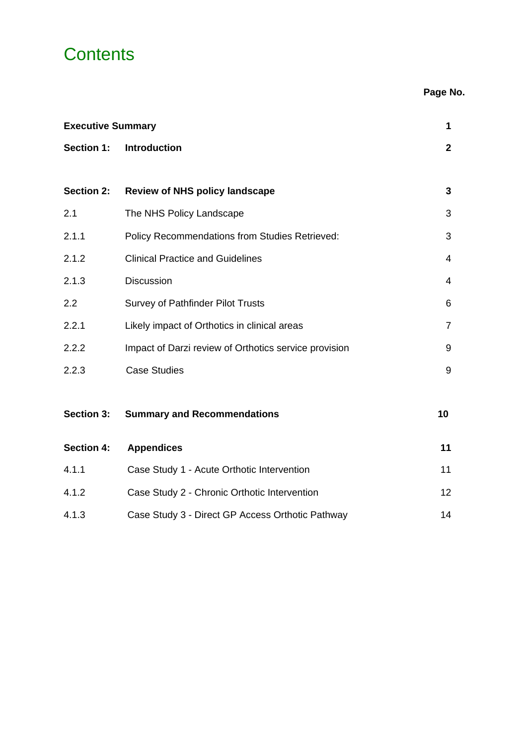# Contents

| | | Page No. |
|---|---|---|
| **Executive Summary** | | **1** |
| **Section 1:** | **Introduction** | **2** |
| **Section 2:** | **Review of NHS policy landscape** | **3** |
| 2.1 | The NHS Policy Landscape | 3 |
| 2.1.1 | Policy Recommendations from Studies Retrieved: | 3 |
| 2.1.2 | Clinical Practice and Guidelines | 4 |
| 2.1.3 | Discussion | 4 |
| 2.2 | Survey of Pathfinder Pilot Trusts | 6 |
| 2.2.1 | Likely impact of Orthotics in clinical areas | 7 |
| 2.2.2 | Impact of Darzi review of Orthotics service provision | 9 |
| 2.2.3 | Case Studies | 9 |
| **Section 3:** | **Summary and Recommendations** | **10** |
| **Section 4:** | **Appendices** | **11** |
| 4.1.1 | Case Study 1 - Acute Orthotic Intervention | 11 |
| 4.1.2 | Case Study 2 - Chronic Orthotic Intervention | 12 |
| 4.1.3 | Case Study 3 - Direct GP Access Orthotic Pathway | 14 |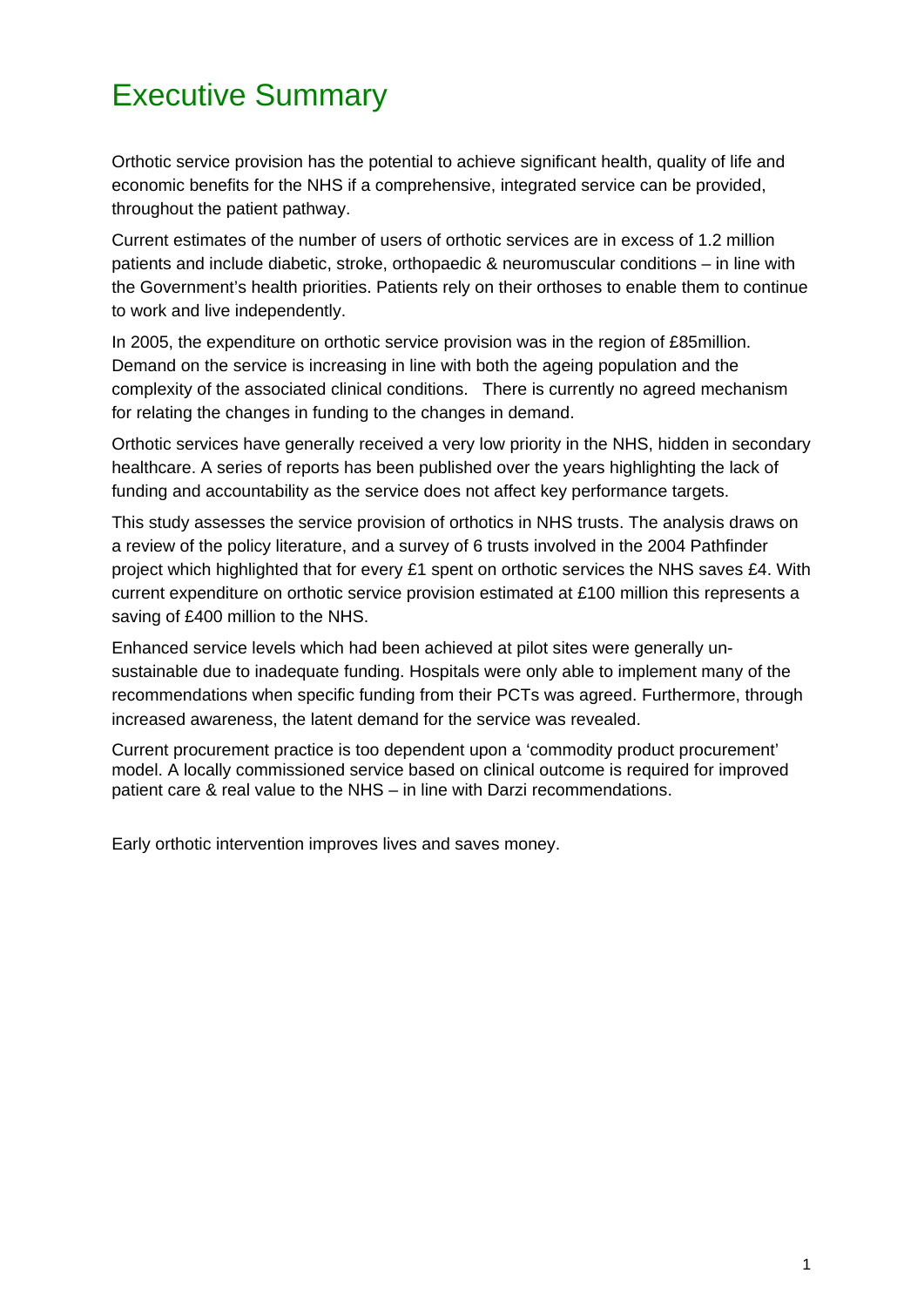# Executive Summary

Orthotic service provision has the potential to achieve significant health, quality of life and economic benefits for the NHS if a comprehensive, integrated service can be provided, throughout the patient pathway.

Current estimates of the number of users of orthotic services are in excess of 1.2 million patients and include diabetic, stroke, orthopaedic & neuromuscular conditions – in line with the Government's health priorities. Patients rely on their orthoses to enable them to continue to work and live independently.

In 2005, the expenditure on orthotic service provision was in the region of £85million. Demand on the service is increasing in line with both the ageing population and the complexity of the associated clinical conditions. There is currently no agreed mechanism for relating the changes in funding to the changes in demand.

Orthotic services have generally received a very low priority in the NHS, hidden in secondary healthcare. A series of reports has been published over the years highlighting the lack of funding and accountability as the service does not affect key performance targets.

This study assesses the service provision of orthotics in NHS trusts. The analysis draws on a review of the policy literature, and a survey of 6 trusts involved in the 2004 Pathfinder project which highlighted that for every £1 spent on orthotic services the NHS saves £4. With current expenditure on orthotic service provision estimated at £100 million this represents a saving of £400 million to the NHS.

Enhanced service levels which had been achieved at pilot sites were generally un-sustainable due to inadequate funding. Hospitals were only able to implement many of the recommendations when specific funding from their PCTs was agreed. Furthermore, through increased awareness, the latent demand for the service was revealed.

Current procurement practice is too dependent upon a 'commodity product procurement' model. A locally commissioned service based on clinical outcome is required for improved patient care & real value to the NHS – in line with Darzi recommendations.

Early orthotic intervention improves lives and saves money.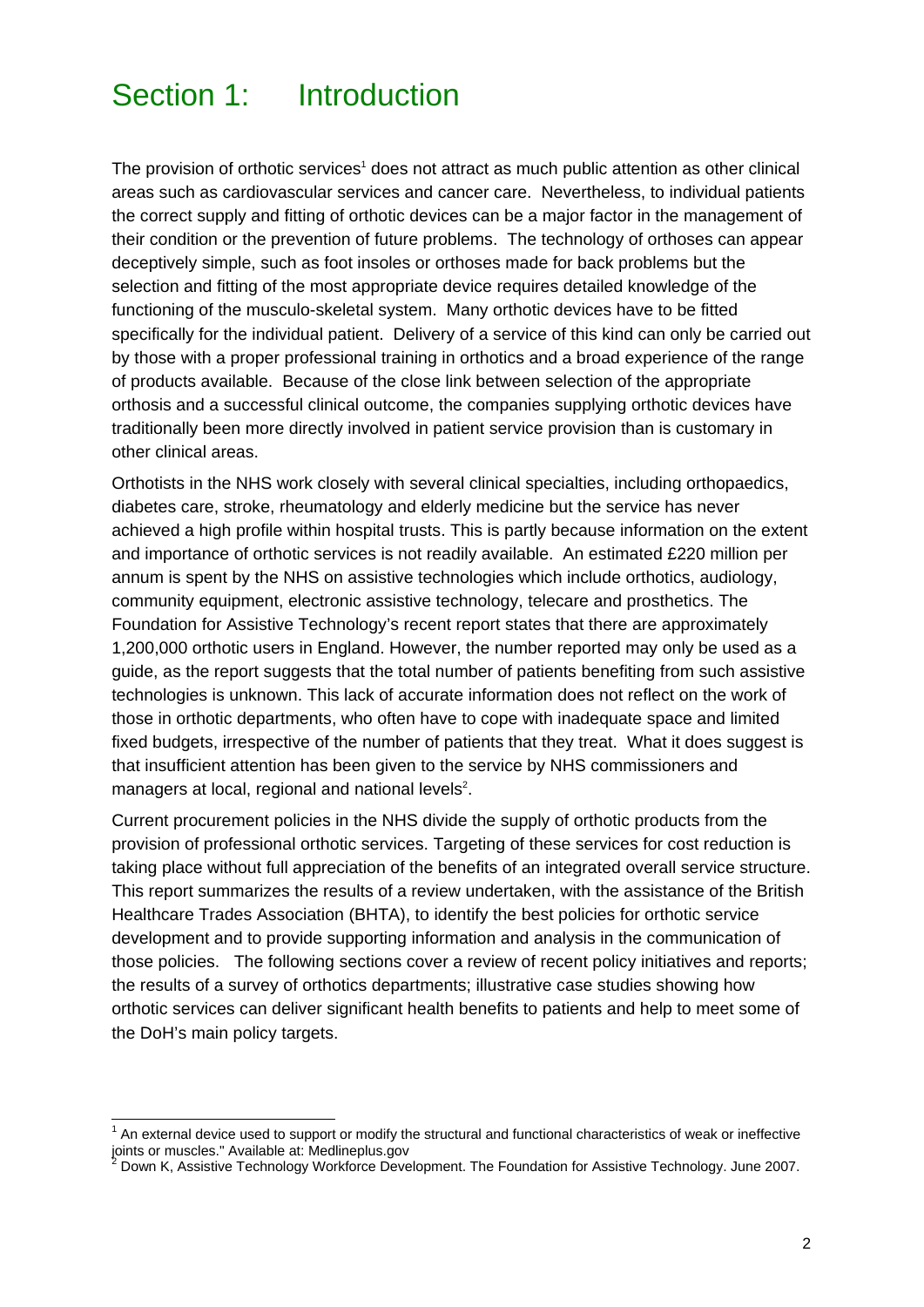# Section 1: Introduction

The provision of orthotic services[1] does not attract as much public attention as other clinical areas such as cardiovascular services and cancer care. Nevertheless, to individual patients the correct supply and fitting of orthotic devices can be a major factor in the management of their condition or the prevention of future problems. The technology of orthoses can appear deceptively simple, such as foot insoles or orthoses made for back problems but the selection and fitting of the most appropriate device requires detailed knowledge of the functioning of the musculo-skeletal system. Many orthotic devices have to be fitted specifically for the individual patient. Delivery of a service of this kind can only be carried out by those with a proper professional training in orthotics and a broad experience of the range of products available. Because of the close link between selection of the appropriate orthosis and a successful clinical outcome, the companies supplying orthotic devices have traditionally been more directly involved in patient service provision than is customary in other clinical areas.

Orthotists in the NHS work closely with several clinical specialties, including orthopaedics, diabetes care, stroke, rheumatology and elderly medicine but the service has never achieved a high profile within hospital trusts. This is partly because information on the extent and importance of orthotic services is not readily available. An estimated £220 million per annum is spent by the NHS on assistive technologies which include orthotics, audiology, community equipment, electronic assistive technology, telecare and prosthetics. The Foundation for Assistive Technology's recent report states that there are approximately 1,200,000 orthotic users in England. However, the number reported may only be used as a guide, as the report suggests that the total number of patients benefiting from such assistive technologies is unknown. This lack of accurate information does not reflect on the work of those in orthotic departments, who often have to cope with inadequate space and limited fixed budgets, irrespective of the number of patients that they treat. What it does suggest is that insufficient attention has been given to the service by NHS commissioners and managers at local, regional and national levels[2].

Current procurement policies in the NHS divide the supply of orthotic products from the provision of professional orthotic services. Targeting of these services for cost reduction is taking place without full appreciation of the benefits of an integrated overall service structure. This report summarizes the results of a review undertaken, with the assistance of the British Healthcare Trades Association (BHTA), to identify the best policies for orthotic service development and to provide supporting information and analysis in the communication of those policies. The following sections cover a review of recent policy initiatives and reports; the results of a survey of orthotics departments; illustrative case studies showing how orthotic services can deliver significant health benefits to patients and help to meet some of the DoH's main policy targets.

---

[1] An external device used to support or modify the structural and functional characteristics of weak or ineffective joints or muscles." Available at: Medlineplus.gov

[2] Down K, Assistive Technology Workforce Development. The Foundation for Assistive Technology. June 2007.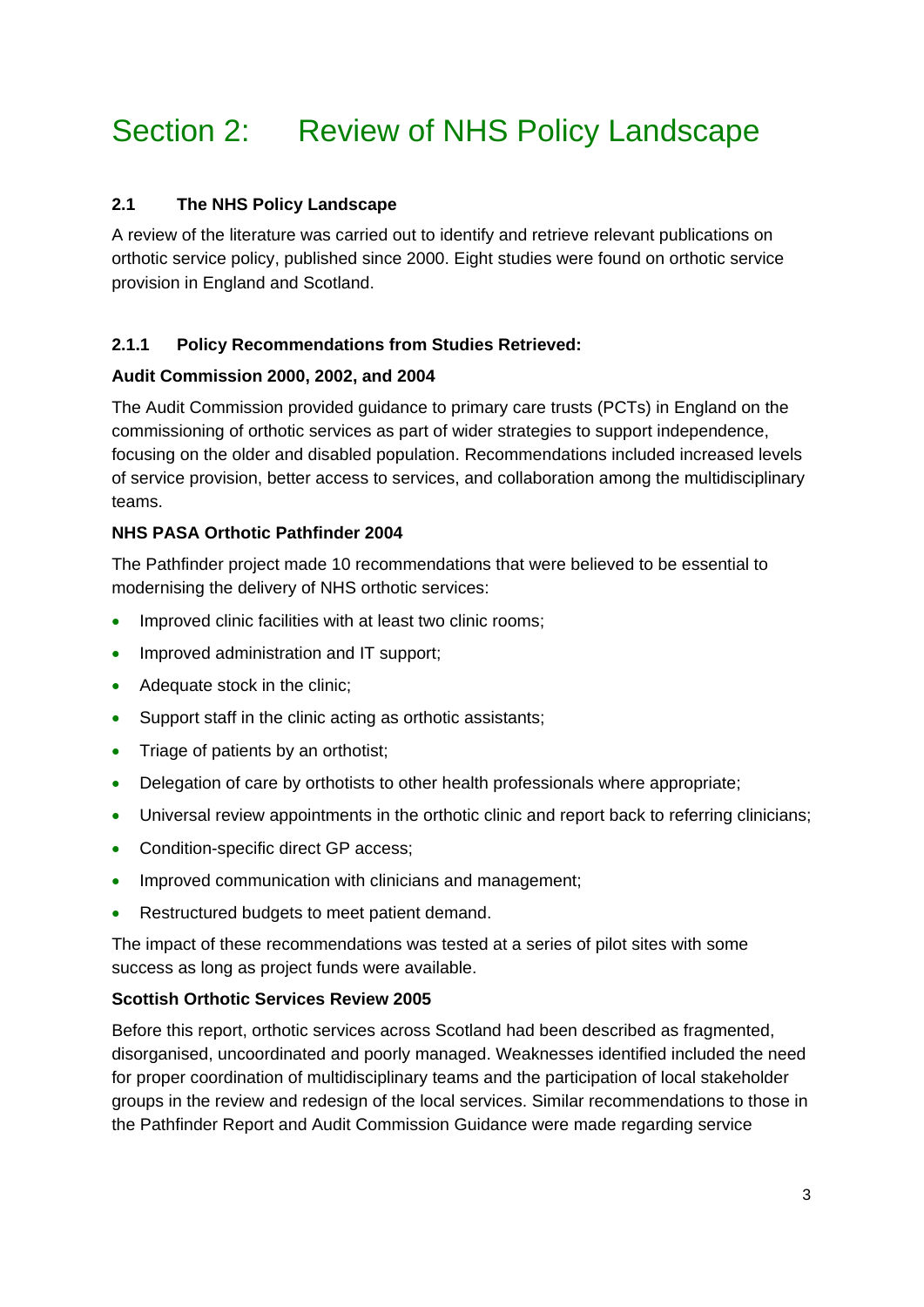# Section 2: Review of NHS Policy Landscape

## 2.1 The NHS Policy Landscape

A review of the literature was carried out to identify and retrieve relevant publications on orthotic service policy, published since 2000. Eight studies were found on orthotic service provision in England and Scotland.

### 2.1.1 Policy Recommendations from Studies Retrieved:

**Audit Commission 2000, 2002, and 2004**

The Audit Commission provided guidance to primary care trusts (PCTs) in England on the commissioning of orthotic services as part of wider strategies to support independence, focusing on the older and disabled population. Recommendations included increased levels of service provision, better access to services, and collaboration among the multidisciplinary teams.

**NHS PASA Orthotic Pathfinder 2004**

The Pathfinder project made 10 recommendations that were believed to be essential to modernising the delivery of NHS orthotic services:

- Improved clinic facilities with at least two clinic rooms;
- Improved administration and IT support;
- Adequate stock in the clinic;
- Support staff in the clinic acting as orthotic assistants;
- Triage of patients by an orthotist;
- Delegation of care by orthotists to other health professionals where appropriate;
- Universal review appointments in the orthotic clinic and report back to referring clinicians;
- Condition-specific direct GP access;
- Improved communication with clinicians and management;
- Restructured budgets to meet patient demand.

The impact of these recommendations was tested at a series of pilot sites with some success as long as project funds were available.

**Scottish Orthotic Services Review 2005**

Before this report, orthotic services across Scotland had been described as fragmented, disorganised, uncoordinated and poorly managed. Weaknesses identified included the need for proper coordination of multidisciplinary teams and the participation of local stakeholder groups in the review and redesign of the local services. Similar recommendations to those in the Pathfinder Report and Audit Commission Guidance were made regarding service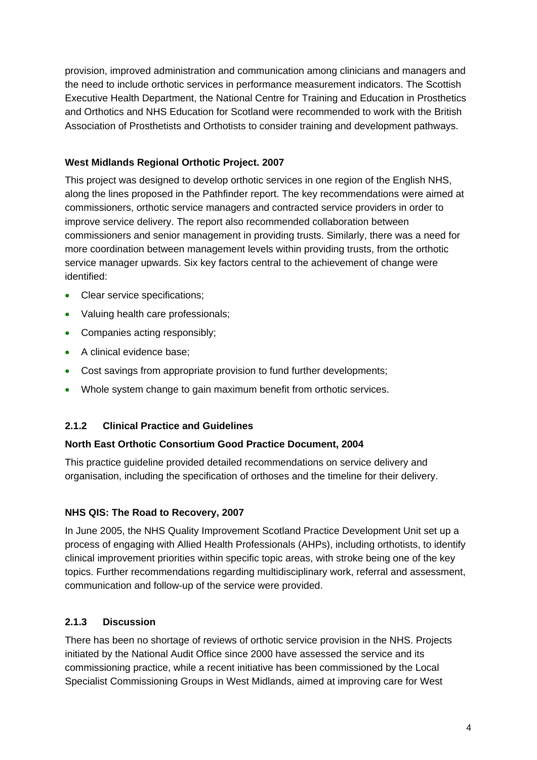provision, improved administration and communication among clinicians and managers and the need to include orthotic services in performance measurement indicators. The Scottish Executive Health Department, the National Centre for Training and Education in Prosthetics and Orthotics and NHS Education for Scotland were recommended to work with the British Association of Prosthetists and Orthotists to consider training and development pathways.

**West Midlands Regional Orthotic Project. 2007**

This project was designed to develop orthotic services in one region of the English NHS, along the lines proposed in the Pathfinder report. The key recommendations were aimed at commissioners, orthotic service managers and contracted service providers in order to improve service delivery. The report also recommended collaboration between commissioners and senior management in providing trusts. Similarly, there was a need for more coordination between management levels within providing trusts, from the orthotic service manager upwards. Six key factors central to the achievement of change were identified:

- Clear service specifications;
- Valuing health care professionals;
- Companies acting responsibly;
- A clinical evidence base;
- Cost savings from appropriate provision to fund further developments;
- Whole system change to gain maximum benefit from orthotic services.

### 2.1.2 Clinical Practice and Guidelines

**North East Orthotic Consortium Good Practice Document, 2004**

This practice guideline provided detailed recommendations on service delivery and organisation, including the specification of orthoses and the timeline for their delivery.

**NHS QIS: The Road to Recovery, 2007**

In June 2005, the NHS Quality Improvement Scotland Practice Development Unit set up a process of engaging with Allied Health Professionals (AHPs), including orthotists, to identify clinical improvement priorities within specific topic areas, with stroke being one of the key topics. Further recommendations regarding multidisciplinary work, referral and assessment, communication and follow-up of the service were provided.

### 2.1.3 Discussion

There has been no shortage of reviews of orthotic service provision in the NHS. Projects initiated by the National Audit Office since 2000 have assessed the service and its commissioning practice, while a recent initiative has been commissioned by the Local Specialist Commissioning Groups in West Midlands, aimed at improving care for West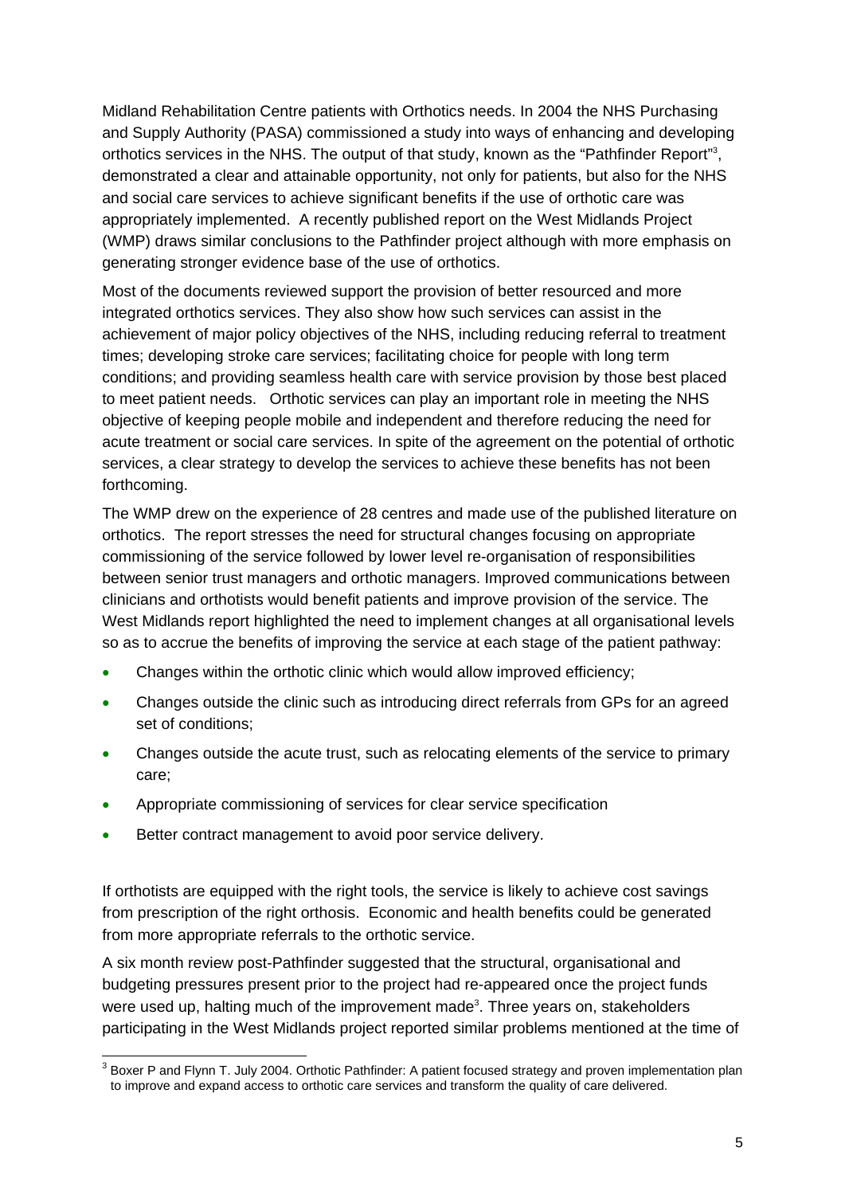Midland Rehabilitation Centre patients with Orthotics needs. In 2004 the NHS Purchasing and Supply Authority (PASA) commissioned a study into ways of enhancing and developing orthotics services in the NHS. The output of that study, known as the "Pathfinder Report"[3], demonstrated a clear and attainable opportunity, not only for patients, but also for the NHS and social care services to achieve significant benefits if the use of orthotic care was appropriately implemented. A recently published report on the West Midlands Project (WMP) draws similar conclusions to the Pathfinder project although with more emphasis on generating stronger evidence base of the use of orthotics.

Most of the documents reviewed support the provision of better resourced and more integrated orthotics services. They also show how such services can assist in the achievement of major policy objectives of the NHS, including reducing referral to treatment times; developing stroke care services; facilitating choice for people with long term conditions; and providing seamless health care with service provision by those best placed to meet patient needs. Orthotic services can play an important role in meeting the NHS objective of keeping people mobile and independent and therefore reducing the need for acute treatment or social care services. In spite of the agreement on the potential of orthotic services, a clear strategy to develop the services to achieve these benefits has not been forthcoming.

The WMP drew on the experience of 28 centres and made use of the published literature on orthotics. The report stresses the need for structural changes focusing on appropriate commissioning of the service followed by lower level re-organisation of responsibilities between senior trust managers and orthotic managers. Improved communications between clinicians and orthotists would benefit patients and improve provision of the service. The West Midlands report highlighted the need to implement changes at all organisational levels so as to accrue the benefits of improving the service at each stage of the patient pathway:

- Changes within the orthotic clinic which would allow improved efficiency;
- Changes outside the clinic such as introducing direct referrals from GPs for an agreed set of conditions;
- Changes outside the acute trust, such as relocating elements of the service to primary care;
- Appropriate commissioning of services for clear service specification
- Better contract management to avoid poor service delivery.

If orthotists are equipped with the right tools, the service is likely to achieve cost savings from prescription of the right orthosis. Economic and health benefits could be generated from more appropriate referrals to the orthotic service.

A six month review post-Pathfinder suggested that the structural, organisational and budgeting pressures present prior to the project had re-appeared once the project funds were used up, halting much of the improvement made[3]. Three years on, stakeholders participating in the West Midlands project reported similar problems mentioned at the time of

---

[3] Boxer P and Flynn T. July 2004. Orthotic Pathfinder: A patient focused strategy and proven implementation plan to improve and expand access to orthotic care services and transform the quality of care delivered.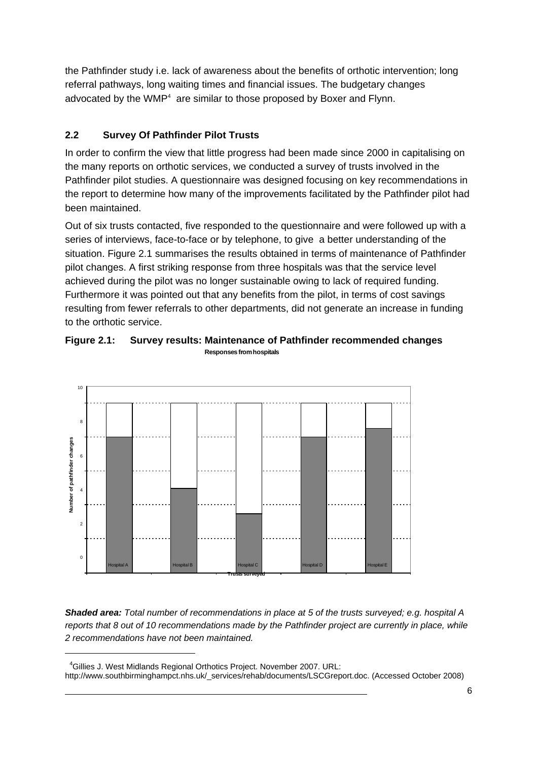the Pathfinder study i.e. lack of awareness about the benefits of orthotic intervention; long referral pathways, long waiting times and financial issues. The budgetary changes advocated by the WMP[4] are similar to those proposed by Boxer and Flynn.

## 2.2 Survey Of Pathfinder Pilot Trusts

In order to confirm the view that little progress had been made since 2000 in capitalising on the many reports on orthotic services, we conducted a survey of trusts involved in the Pathfinder pilot studies. A questionnaire was designed focusing on key recommendations in the report to determine how many of the improvements facilitated by the Pathfinder pilot had been maintained.

Out of six trusts contacted, five responded to the questionnaire and were followed up with a series of interviews, face-to-face or by telephone, to give a better understanding of the situation. Figure 2.1 summarises the results obtained in terms of maintenance of Pathfinder pilot changes. A first striking response from three hospitals was that the service level achieved during the pilot was no longer sustainable owing to lack of required funding. Furthermore it was pointed out that any benefits from the pilot, in terms of cost savings resulting from fewer referrals to other departments, did not generate an increase in funding to the orthotic service.

**Figure 2.1: Survey results: Maintenance of Pathfinder recommended changes**

**Responses from hospitals**

***Shaded area:*** *Total number of recommendations in place at 5 of the trusts surveyed; e.g. hospital A reports that 8 out of 10 recommendations made by the Pathfinder project are currently in place, while 2 recommendations have not been maintained.*

[4] Gillies J. West Midlands Regional Orthotics Project. November 2007. URL: http://www.southbirminghampct.nhs.uk/_services/rehab/documents/LSCGreport.doc. (Accessed October 2008)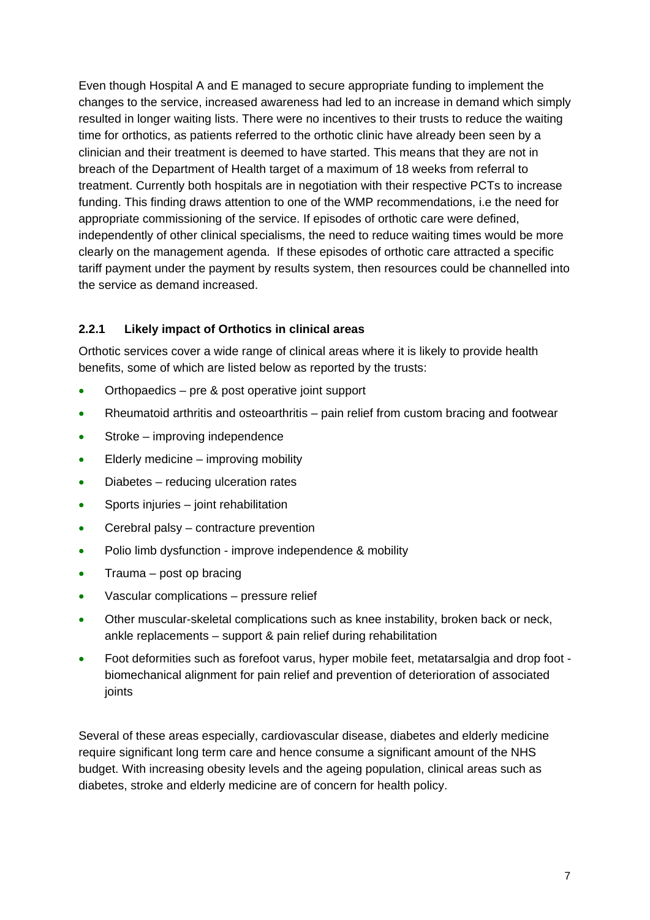Even though Hospital A and E managed to secure appropriate funding to implement the changes to the service, increased awareness had led to an increase in demand which simply resulted in longer waiting lists. There were no incentives to their trusts to reduce the waiting time for orthotics, as patients referred to the orthotic clinic have already been seen by a clinician and their treatment is deemed to have started. This means that they are not in breach of the Department of Health target of a maximum of 18 weeks from referral to treatment. Currently both hospitals are in negotiation with their respective PCTs to increase funding. This finding draws attention to one of the WMP recommendations, i.e the need for appropriate commissioning of the service. If episodes of orthotic care were defined, independently of other clinical specialisms, the need to reduce waiting times would be more clearly on the management agenda. If these episodes of orthotic care attracted a specific tariff payment under the payment by results system, then resources could be channelled into the service as demand increased.

### 2.2.1 Likely impact of Orthotics in clinical areas

Orthotic services cover a wide range of clinical areas where it is likely to provide health benefits, some of which are listed below as reported by the trusts:

- Orthopaedics – pre & post operative joint support
- Rheumatoid arthritis and osteoarthritis – pain relief from custom bracing and footwear
- Stroke – improving independence
- Elderly medicine – improving mobility
- Diabetes – reducing ulceration rates
- Sports injuries – joint rehabilitation
- Cerebral palsy – contracture prevention
- Polio limb dysfunction - improve independence & mobility
- Trauma – post op bracing
- Vascular complications – pressure relief
- Other muscular-skeletal complications such as knee instability, broken back or neck, ankle replacements – support & pain relief during rehabilitation
- Foot deformities such as forefoot varus, hyper mobile feet, metatarsalgia and drop foot - biomechanical alignment for pain relief and prevention of deterioration of associated joints

Several of these areas especially, cardiovascular disease, diabetes and elderly medicine require significant long term care and hence consume a significant amount of the NHS budget. With increasing obesity levels and the ageing population, clinical areas such as diabetes, stroke and elderly medicine are of concern for health policy.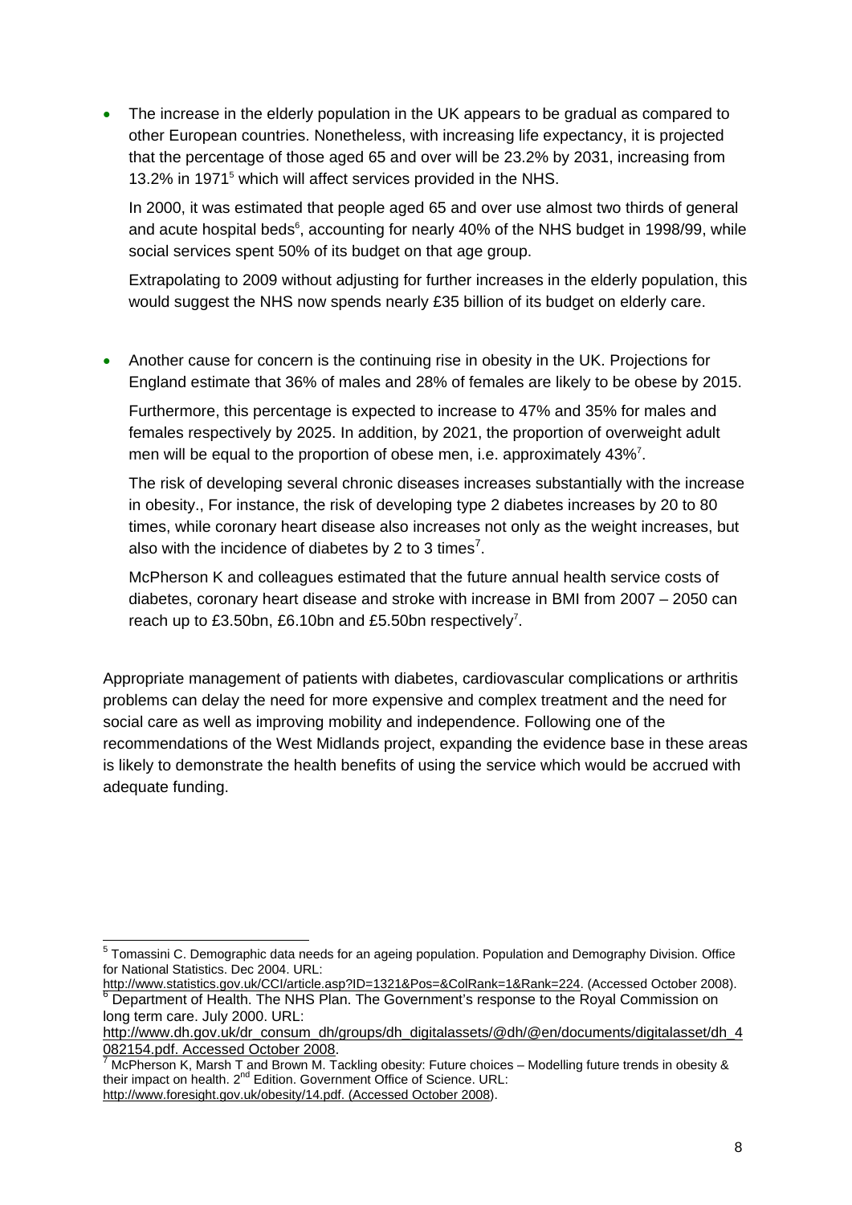- The increase in the elderly population in the UK appears to be gradual as compared to other European countries. Nonetheless, with increasing life expectancy, it is projected that the percentage of those aged 65 and over will be 23.2% by 2031, increasing from 13.2% in 1971[5] which will affect services provided in the NHS.

  In 2000, it was estimated that people aged 65 and over use almost two thirds of general and acute hospital beds[6], accounting for nearly 40% of the NHS budget in 1998/99, while social services spent 50% of its budget on that age group.

  Extrapolating to 2009 without adjusting for further increases in the elderly population, this would suggest the NHS now spends nearly £35 billion of its budget on elderly care.

- Another cause for concern is the continuing rise in obesity in the UK. Projections for England estimate that 36% of males and 28% of females are likely to be obese by 2015.

  Furthermore, this percentage is expected to increase to 47% and 35% for males and females respectively by 2025. In addition, by 2021, the proportion of overweight adult men will be equal to the proportion of obese men, i.e. approximately 43%[7].

  The risk of developing several chronic diseases increases substantially with the increase in obesity., For instance, the risk of developing type 2 diabetes increases by 20 to 80 times, while coronary heart disease also increases not only as the weight increases, but also with the incidence of diabetes by 2 to 3 times[7].

  McPherson K and colleagues estimated that the future annual health service costs of diabetes, coronary heart disease and stroke with increase in BMI from 2007 – 2050 can reach up to £3.50bn, £6.10bn and £5.50bn respectively[7].

Appropriate management of patients with diabetes, cardiovascular complications or arthritis problems can delay the need for more expensive and complex treatment and the need for social care as well as improving mobility and independence. Following one of the recommendations of the West Midlands project, expanding the evidence base in these areas is likely to demonstrate the health benefits of using the service which would be accrued with adequate funding.

---

[5] Tomassini C. Demographic data needs for an ageing population. Population and Demography Division. Office for National Statistics. Dec 2004. URL: http://www.statistics.gov.uk/CCI/article.asp?ID=1321&Pos=&ColRank=1&Rank=224. (Accessed October 2008).

[6] Department of Health. The NHS Plan. The Government's response to the Royal Commission on long term care. July 2000. URL: http://www.dh.gov.uk/dr_consum_dh/groups/dh_digitalassets/@dh/@en/documents/digitalasset/dh_4082154.pdf. Accessed October 2008.

[7] McPherson K, Marsh T and Brown M. Tackling obesity: Future choices – Modelling future trends in obesity & their impact on health. 2nd Edition. Government Office of Science. URL: http://www.foresight.gov.uk/obesity/14.pdf. (Accessed October 2008).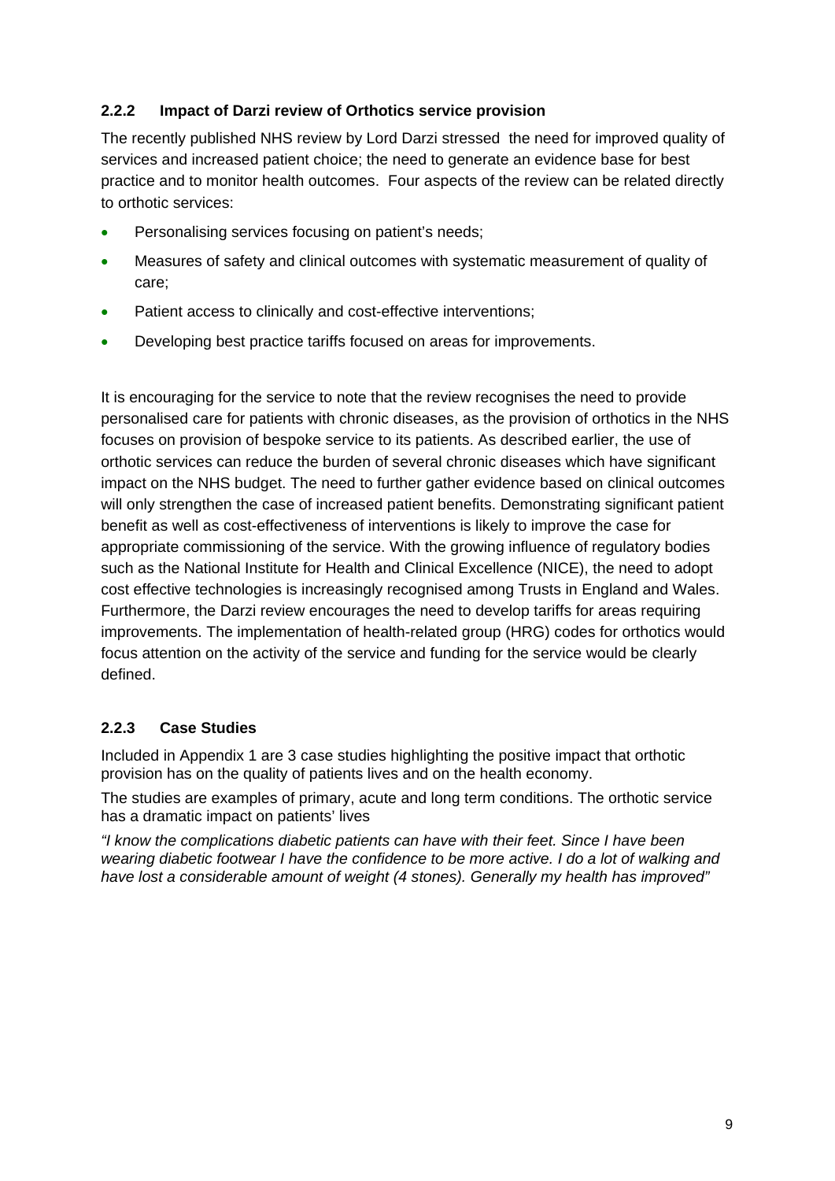### 2.2.2 Impact of Darzi review of Orthotics service provision

The recently published NHS review by Lord Darzi stressed the need for improved quality of services and increased patient choice; the need to generate an evidence base for best practice and to monitor health outcomes. Four aspects of the review can be related directly to orthotic services:

- Personalising services focusing on patient's needs;
- Measures of safety and clinical outcomes with systematic measurement of quality of care;
- Patient access to clinically and cost-effective interventions;
- Developing best practice tariffs focused on areas for improvements.

It is encouraging for the service to note that the review recognises the need to provide personalised care for patients with chronic diseases, as the provision of orthotics in the NHS focuses on provision of bespoke service to its patients. As described earlier, the use of orthotic services can reduce the burden of several chronic diseases which have significant impact on the NHS budget. The need to further gather evidence based on clinical outcomes will only strengthen the case of increased patient benefits. Demonstrating significant patient benefit as well as cost-effectiveness of interventions is likely to improve the case for appropriate commissioning of the service. With the growing influence of regulatory bodies such as the National Institute for Health and Clinical Excellence (NICE), the need to adopt cost effective technologies is increasingly recognised among Trusts in England and Wales. Furthermore, the Darzi review encourages the need to develop tariffs for areas requiring improvements. The implementation of health-related group (HRG) codes for orthotics would focus attention on the activity of the service and funding for the service would be clearly defined.

### 2.2.3 Case Studies

Included in Appendix 1 are 3 case studies highlighting the positive impact that orthotic provision has on the quality of patients lives and on the health economy.

The studies are examples of primary, acute and long term conditions. The orthotic service has a dramatic impact on patients' lives

*"I know the complications diabetic patients can have with their feet. Since I have been wearing diabetic footwear I have the confidence to be more active. I do a lot of walking and have lost a considerable amount of weight (4 stones). Generally my health has improved"*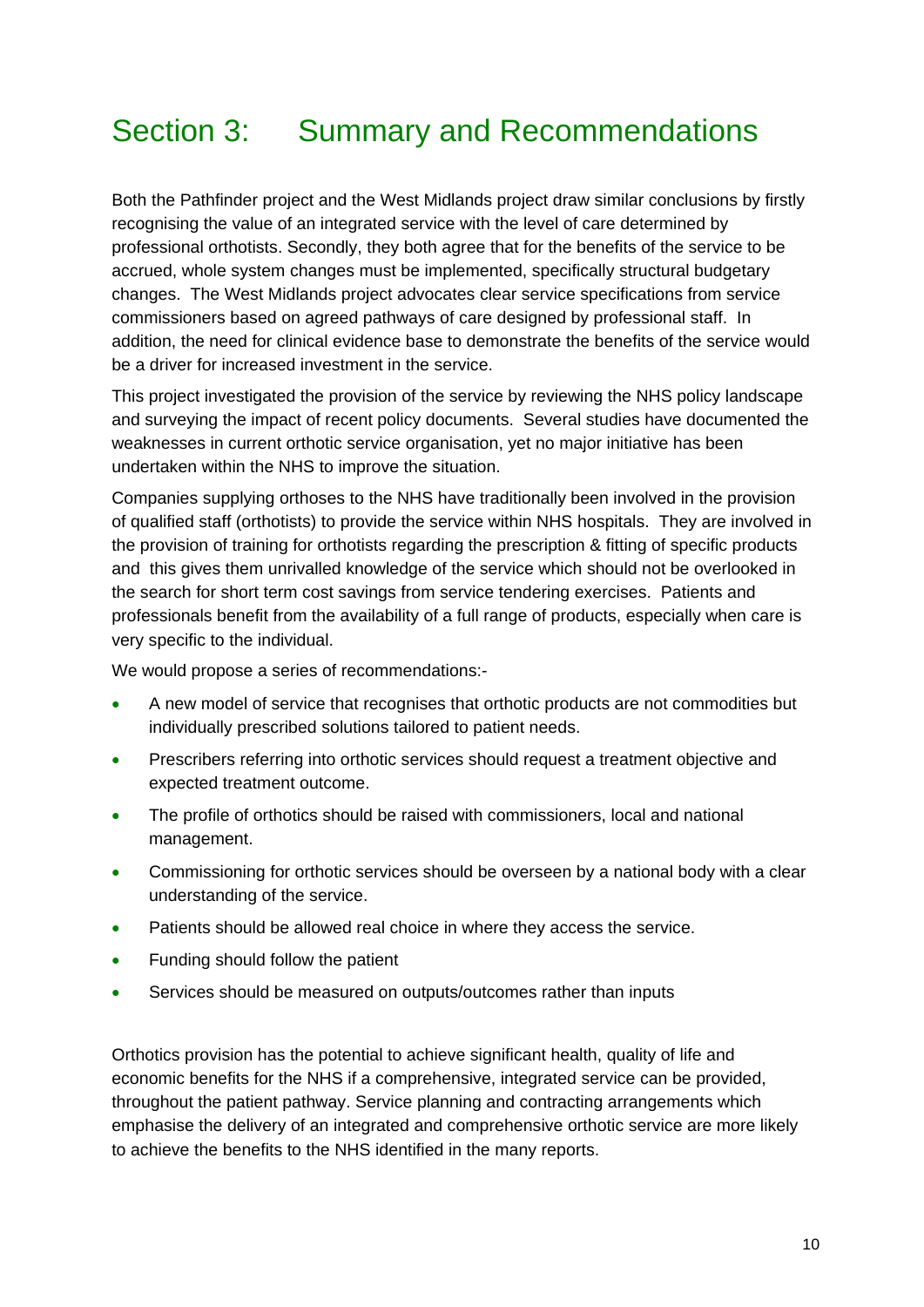# Section 3: Summary and Recommendations

Both the Pathfinder project and the West Midlands project draw similar conclusions by firstly recognising the value of an integrated service with the level of care determined by professional orthotists. Secondly, they both agree that for the benefits of the service to be accrued, whole system changes must be implemented, specifically structural budgetary changes. The West Midlands project advocates clear service specifications from service commissioners based on agreed pathways of care designed by professional staff. In addition, the need for clinical evidence base to demonstrate the benefits of the service would be a driver for increased investment in the service.

This project investigated the provision of the service by reviewing the NHS policy landscape and surveying the impact of recent policy documents. Several studies have documented the weaknesses in current orthotic service organisation, yet no major initiative has been undertaken within the NHS to improve the situation.

Companies supplying orthoses to the NHS have traditionally been involved in the provision of qualified staff (orthotists) to provide the service within NHS hospitals. They are involved in the provision of training for orthotists regarding the prescription & fitting of specific products and this gives them unrivalled knowledge of the service which should not be overlooked in the search for short term cost savings from service tendering exercises. Patients and professionals benefit from the availability of a full range of products, especially when care is very specific to the individual.

We would propose a series of recommendations:-

- A new model of service that recognises that orthotic products are not commodities but individually prescribed solutions tailored to patient needs.
- Prescribers referring into orthotic services should request a treatment objective and expected treatment outcome.
- The profile of orthotics should be raised with commissioners, local and national management.
- Commissioning for orthotic services should be overseen by a national body with a clear understanding of the service.
- Patients should be allowed real choice in where they access the service.
- Funding should follow the patient
- Services should be measured on outputs/outcomes rather than inputs

Orthotics provision has the potential to achieve significant health, quality of life and economic benefits for the NHS if a comprehensive, integrated service can be provided, throughout the patient pathway. Service planning and contracting arrangements which emphasise the delivery of an integrated and comprehensive orthotic service are more likely to achieve the benefits to the NHS identified in the many reports.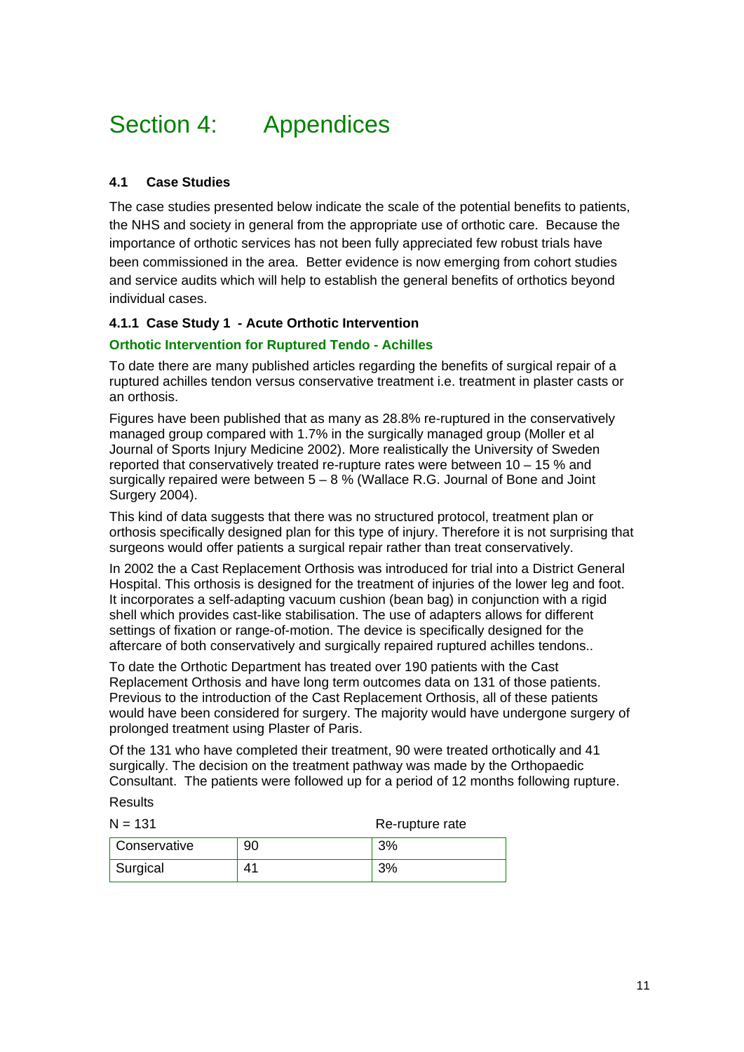# Section 4: Appendices

### 4.1 Case Studies

The case studies presented below indicate the scale of the potential benefits to patients, the NHS and society in general from the appropriate use of orthotic care. Because the importance of orthotic services has not been fully appreciated few robust trials have been commissioned in the area. Better evidence is now emerging from cohort studies and service audits which will help to establish the general benefits of orthotics beyond individual cases.

#### 4.1.1 Case Study 1 - Acute Orthotic Intervention

**Orthotic Intervention for Ruptured Tendo - Achilles**

To date there are many published articles regarding the benefits of surgical repair of a ruptured achilles tendon versus conservative treatment i.e. treatment in plaster casts or an orthosis.

Figures have been published that as many as 28.8% re-ruptured in the conservatively managed group compared with 1.7% in the surgically managed group (Moller et al Journal of Sports Injury Medicine 2002). More realistically the University of Sweden reported that conservatively treated re-rupture rates were between 10 – 15 % and surgically repaired were between 5 – 8 % (Wallace R.G. Journal of Bone and Joint Surgery 2004).

This kind of data suggests that there was no structured protocol, treatment plan or orthosis specifically designed plan for this type of injury. Therefore it is not surprising that surgeons would offer patients a surgical repair rather than treat conservatively.

In 2002 the a Cast Replacement Orthosis was introduced for trial into a District General Hospital. This orthosis is designed for the treatment of injuries of the lower leg and foot. It incorporates a self-adapting vacuum cushion (bean bag) in conjunction with a rigid shell which provides cast-like stabilisation. The use of adapters allows for different settings of fixation or range-of-motion. The device is specifically designed for the aftercare of both conservatively and surgically repaired ruptured achilles tendons..

To date the Orthotic Department has treated over 190 patients with the Cast Replacement Orthosis and have long term outcomes data on 131 of those patients. Previous to the introduction of the Cast Replacement Orthosis, all of these patients would have been considered for surgery. The majority would have undergone surgery of prolonged treatment using Plaster of Paris.

Of the 131 who have completed their treatment, 90 were treated orthotically and 41 surgically. The decision on the treatment pathway was made by the Orthopaedic Consultant. The patients were followed up for a period of 12 months following rupture.

Results

| N = 131 | | Re-rupture rate |
|---|---|---|
| Conservative | 90 | 3% |
| Surgical | 41 | 3% |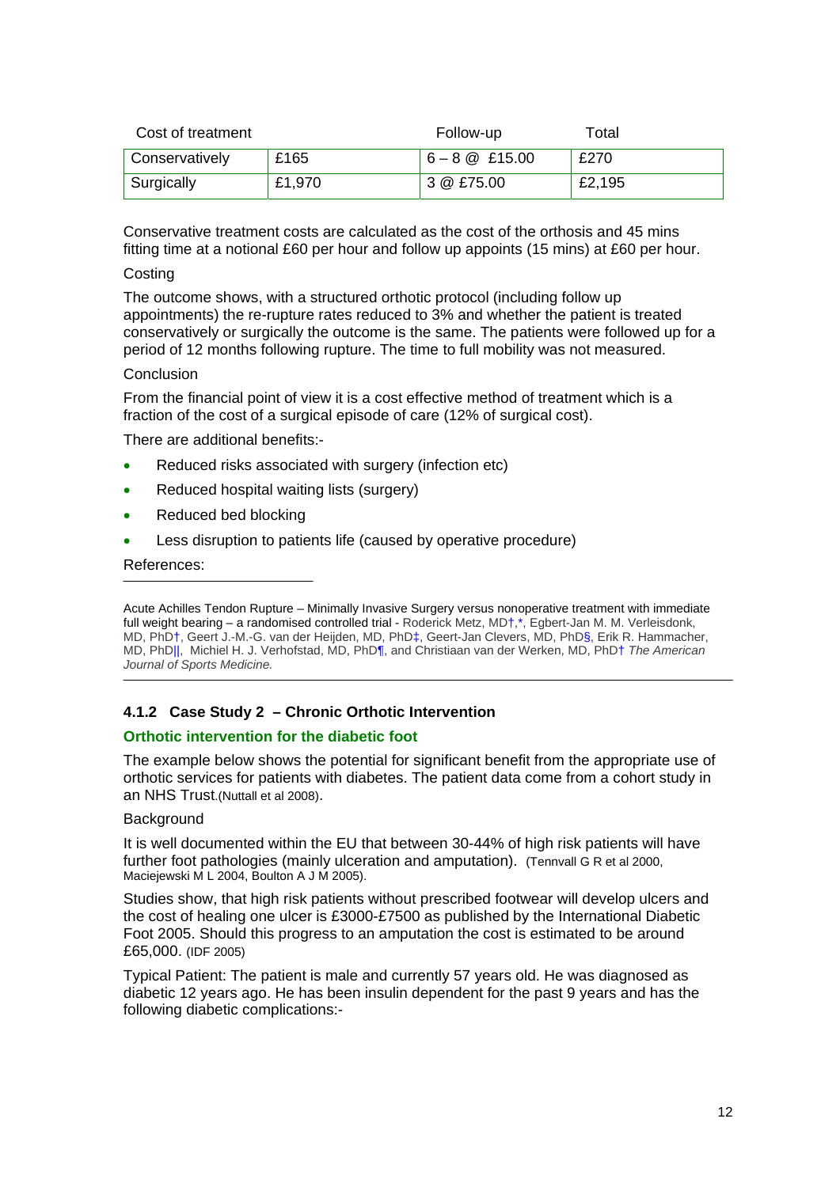| Cost of treatment | | Follow-up | Total |
|---|---|---|---|
| Conservatively | £165 | 6 – 8 @ £15.00 | £270 |
| Surgically | £1,970 | 3 @ £75.00 | £2,195 |

Conservative treatment costs are calculated as the cost of the orthosis and 45 mins fitting time at a notional £60 per hour and follow up appoints (15 mins) at £60 per hour.

Costing

The outcome shows, with a structured orthotic protocol (including follow up appointments) the re-rupture rates reduced to 3% and whether the patient is treated conservatively or surgically the outcome is the same. The patients were followed up for a period of 12 months following rupture. The time to full mobility was not measured.

Conclusion

From the financial point of view it is a cost effective method of treatment which is a fraction of the cost of a surgical episode of care (12% of surgical cost).

There are additional benefits:-

- Reduced risks associated with surgery (infection etc)
- Reduced hospital waiting lists (surgery)
- Reduced bed blocking
- Less disruption to patients life (caused by operative procedure)

References:

---

Acute Achilles Tendon Rupture – Minimally Invasive Surgery versus nonoperative treatment with immediate full weight bearing – a randomised controlled trial - Roderick Metz, MD†,*, Egbert-Jan M. M. Verleisdonk, MD, PhD†, Geert J.-M.-G. van der Heijden, MD, PhD‡, Geert-Jan Clevers, MD, PhD§, Erik R. Hammacher, MD, PhD||, Michiel H. J. Verhofstad, MD, PhD¶, and Christiaan van der Werken, MD, PhD† *The American Journal of Sports Medicine.*

---

### 4.1.2 Case Study 2 – Chronic Orthotic Intervention

**Orthotic intervention for the diabetic foot**

The example below shows the potential for significant benefit from the appropriate use of orthotic services for patients with diabetes. The patient data come from a cohort study in an NHS Trust.(Nuttall et al 2008).

Background

It is well documented within the EU that between 30-44% of high risk patients will have further foot pathologies (mainly ulceration and amputation). (Tennvall G R et al 2000, Maciejewski M L 2004, Boulton A J M 2005).

Studies show, that high risk patients without prescribed footwear will develop ulcers and the cost of healing one ulcer is £3000-£7500 as published by the International Diabetic Foot 2005. Should this progress to an amputation the cost is estimated to be around £65,000. (IDF 2005)

Typical Patient: The patient is male and currently 57 years old. He was diagnosed as diabetic 12 years ago. He has been insulin dependent for the past 9 years and has the following diabetic complications:-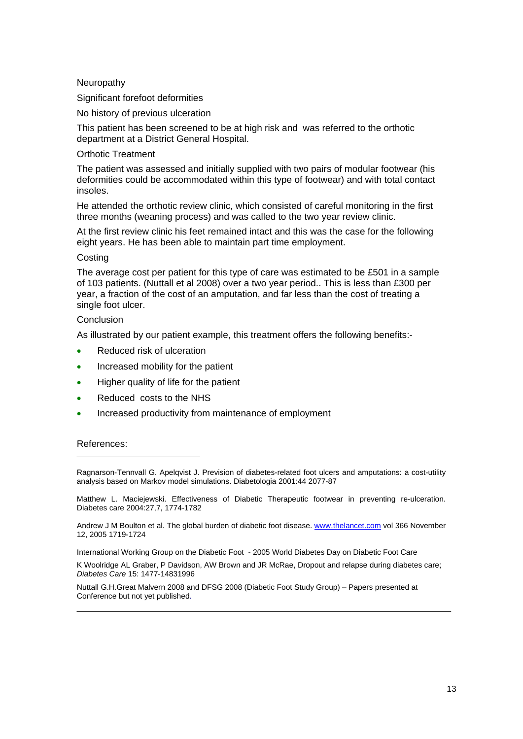Neuropathy

Significant forefoot deformities

No history of previous ulceration

This patient has been screened to be at high risk and was referred to the orthotic department at a District General Hospital.

Orthotic Treatment

The patient was assessed and initially supplied with two pairs of modular footwear (his deformities could be accommodated within this type of footwear) and with total contact insoles.

He attended the orthotic review clinic, which consisted of careful monitoring in the first three months (weaning process) and was called to the two year review clinic.

At the first review clinic his feet remained intact and this was the case for the following eight years. He has been able to maintain part time employment.

Costing

The average cost per patient for this type of care was estimated to be £501 in a sample of 103 patients. (Nuttall et al 2008) over a two year period.. This is less than £300 per year, a fraction of the cost of an amputation, and far less than the cost of treating a single foot ulcer.

Conclusion

As illustrated by our patient example, this treatment offers the following benefits:-

- Reduced risk of ulceration
- Increased mobility for the patient
- Higher quality of life for the patient
- Reduced costs to the NHS
- Increased productivity from maintenance of employment

References:

---

Ragnarson-Tennvall G. Apelqvist J. Prevision of diabetes-related foot ulcers and amputations: a cost-utility analysis based on Markov model simulations. Diabetologia 2001:44 2077-87

Matthew L. Maciejewski. Effectiveness of Diabetic Therapeutic footwear in preventing re-ulceration. Diabetes care 2004:27,7, 1774-1782

Andrew J M Boulton et al. The global burden of diabetic foot disease. [www.thelancet.com](http://www.thelancet.com) vol 366 November 12, 2005 1719-1724

International Working Group on the Diabetic Foot - 2005 World Diabetes Day on Diabetic Foot Care

K Woolridge AL Graber, P Davidson, AW Brown and JR McRae, Dropout and relapse during diabetes care; *Diabetes Care* 15: 1477-14831996

Nuttall G.H.Great Malvern 2008 and DFSG 2008 (Diabetic Foot Study Group) – Papers presented at Conference but not yet published.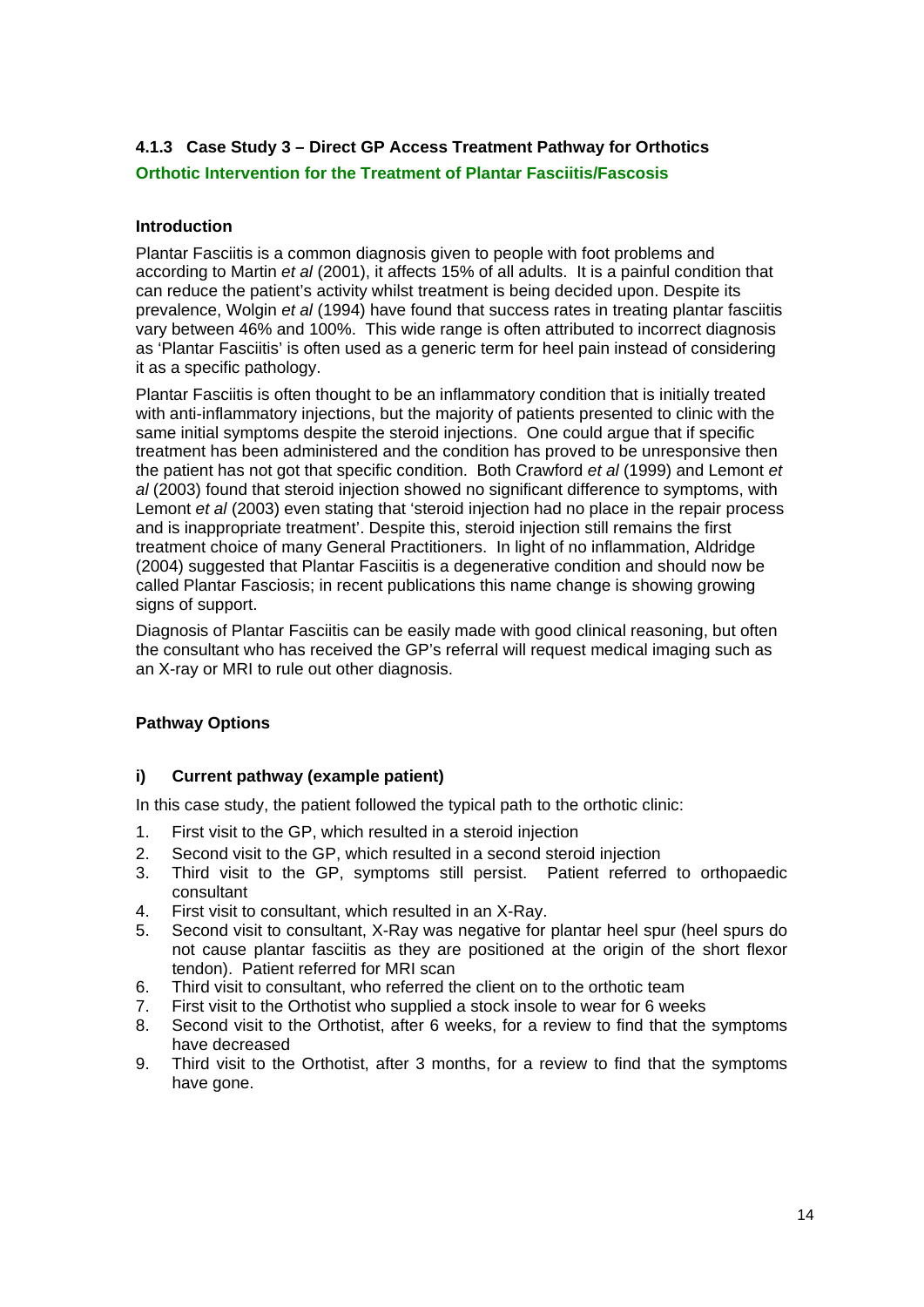### 4.1.3 Case Study 3 – Direct GP Access Treatment Pathway for Orthotics

**Orthotic Intervention for the Treatment of Plantar Fasciitis/Fascosis**

#### Introduction

Plantar Fasciitis is a common diagnosis given to people with foot problems and according to Martin *et al* (2001), it affects 15% of all adults. It is a painful condition that can reduce the patient's activity whilst treatment is being decided upon. Despite its prevalence, Wolgin *et al* (1994) have found that success rates in treating plantar fasciitis vary between 46% and 100%. This wide range is often attributed to incorrect diagnosis as 'Plantar Fasciitis' is often used as a generic term for heel pain instead of considering it as a specific pathology.

Plantar Fasciitis is often thought to be an inflammatory condition that is initially treated with anti-inflammatory injections, but the majority of patients presented to clinic with the same initial symptoms despite the steroid injections. One could argue that if specific treatment has been administered and the condition has proved to be unresponsive then the patient has not got that specific condition. Both Crawford *et al* (1999) and Lemont *et al* (2003) found that steroid injection showed no significant difference to symptoms, with Lemont *et al* (2003) even stating that 'steroid injection had no place in the repair process and is inappropriate treatment'. Despite this, steroid injection still remains the first treatment choice of many General Practitioners. In light of no inflammation, Aldridge (2004) suggested that Plantar Fasciitis is a degenerative condition and should now be called Plantar Fasciosis; in recent publications this name change is showing growing signs of support.

Diagnosis of Plantar Fasciitis can be easily made with good clinical reasoning, but often the consultant who has received the GP's referral will request medical imaging such as an X-ray or MRI to rule out other diagnosis.

#### Pathway Options

#### i) Current pathway (example patient)

In this case study, the patient followed the typical path to the orthotic clinic:

1. First visit to the GP, which resulted in a steroid injection
2. Second visit to the GP, which resulted in a second steroid injection
3. Third visit to the GP, symptoms still persist. Patient referred to orthopaedic consultant
4. First visit to consultant, which resulted in an X-Ray.
5. Second visit to consultant, X-Ray was negative for plantar heel spur (heel spurs do not cause plantar fasciitis as they are positioned at the origin of the short flexor tendon). Patient referred for MRI scan
6. Third visit to consultant, who referred the client on to the orthotic team
7. First visit to the Orthotist who supplied a stock insole to wear for 6 weeks
8. Second visit to the Orthotist, after 6 weeks, for a review to find that the symptoms have decreased
9. Third visit to the Orthotist, after 3 months, for a review to find that the symptoms have gone.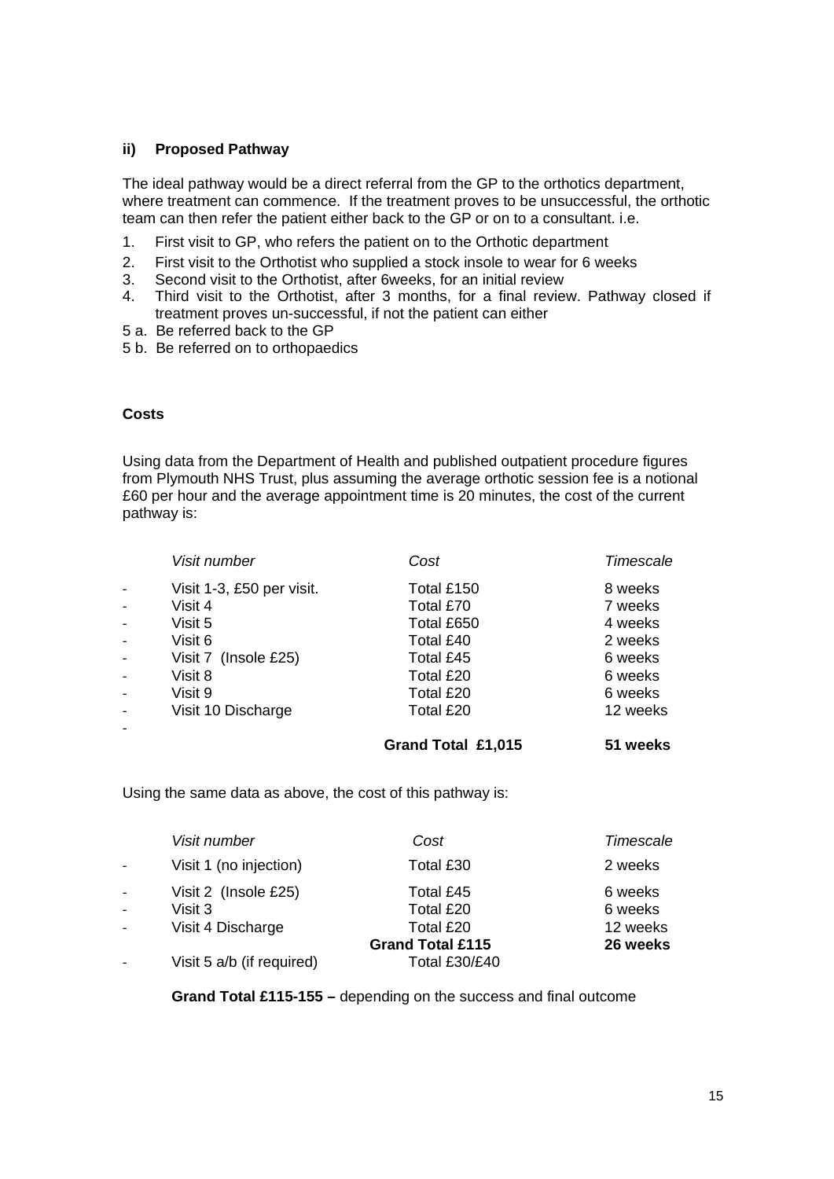### ii) Proposed Pathway

The ideal pathway would be a direct referral from the GP to the orthotics department, where treatment can commence. If the treatment proves to be unsuccessful, the orthotic team can then refer the patient either back to the GP or on to a consultant. i.e.

1. First visit to GP, who refers the patient on to the Orthotic department
2. First visit to the Orthotist who supplied a stock insole to wear for 6 weeks
3. Second visit to the Orthotist, after 6weeks, for an initial review
4. Third visit to the Orthotist, after 3 months, for a final review. Pathway closed if treatment proves un-successful, if not the patient can either

5 a. Be referred back to the GP
5 b. Be referred on to orthopaedics

**Costs**

Using data from the Department of Health and published outpatient procedure figures from Plymouth NHS Trust, plus assuming the average orthotic session fee is a notional £60 per hour and the average appointment time is 20 minutes, the cost of the current pathway is:

| | *Visit number* | *Cost* | *Timescale* |
|---|---|---|---|
| - | Visit 1-3, £50 per visit. | Total £150 | 8 weeks |
| - | Visit 4 | Total £70 | 7 weeks |
| - | Visit 5 | Total £650 | 4 weeks |
| - | Visit 6 | Total £40 | 2 weeks |
| - | Visit 7 (Insole £25) | Total £45 | 6 weeks |
| - | Visit 8 | Total £20 | 6 weeks |
| - | Visit 9 | Total £20 | 6 weeks |
| - | Visit 10 Discharge | Total £20 | 12 weeks |
| - | | **Grand Total £1,015** | **51 weeks** |

Using the same data as above, the cost of this pathway is:

| | *Visit number* | *Cost* | *Timescale* |
|---|---|---|---|
| - | Visit 1 (no injection) | Total £30 | 2 weeks |
| - | Visit 2 (Insole £25) | Total £45 | 6 weeks |
| - | Visit 3 | Total £20 | 6 weeks |
| - | Visit 4 Discharge | Total £20 | 12 weeks |
| | | **Grand Total £115** | **26 weeks** |
| - | Visit 5 a/b (if required) | Total £30/£40 | |

**Grand Total £115-155 –** depending on the success and final outcome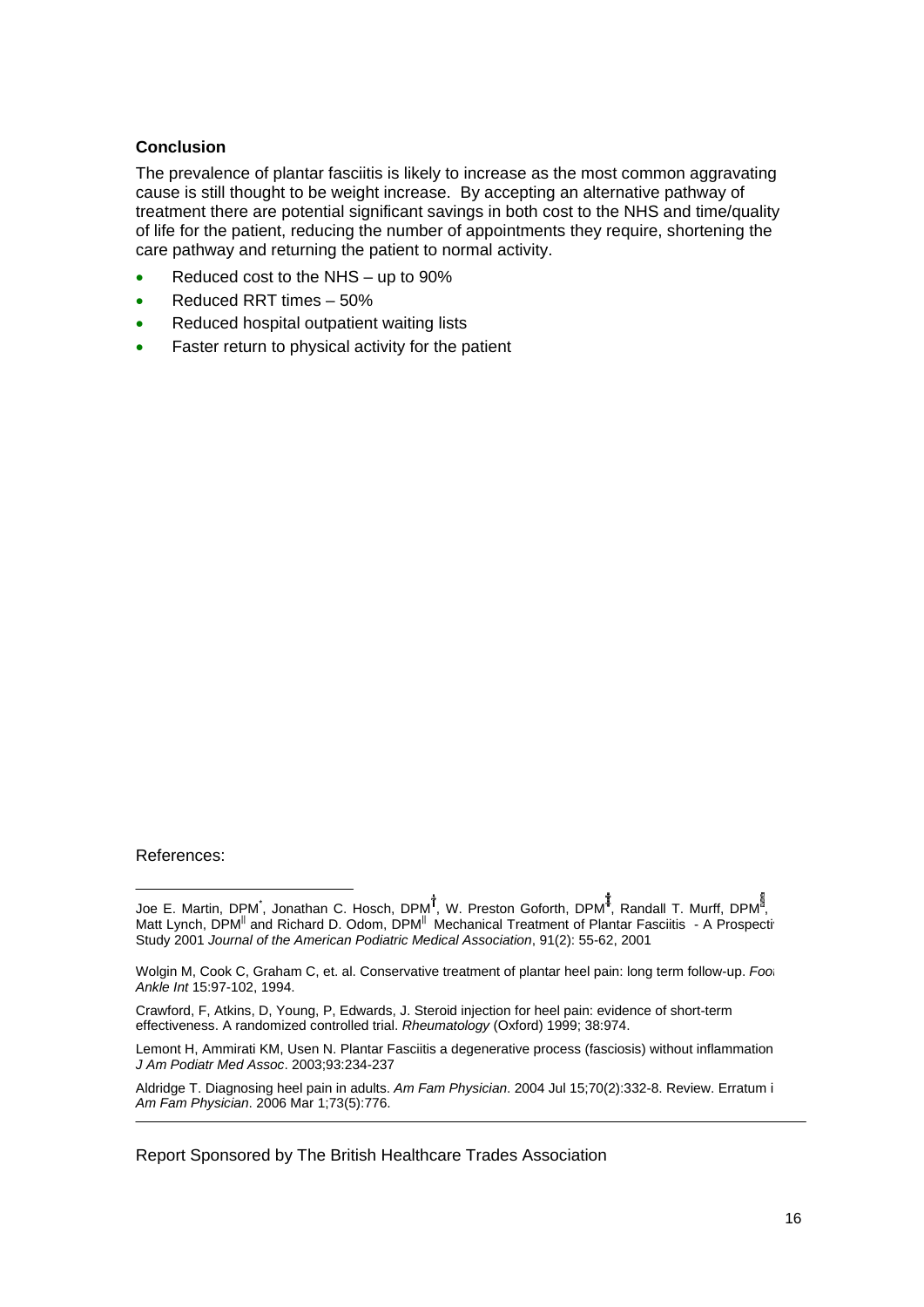**Conclusion**

The prevalence of plantar fasciitis is likely to increase as the most common aggravating cause is still thought to be weight increase. By accepting an alternative pathway of treatment there are potential significant savings in both cost to the NHS and time/quality of life for the patient, reducing the number of appointments they require, shortening the care pathway and returning the patient to normal activity.

- Reduced cost to the NHS – up to 90%
- Reduced RRT times – 50%
- Reduced hospital outpatient waiting lists
- Faster return to physical activity for the patient

References:

Joe E. Martin, DPM[*], Jonathan C. Hosch, DPM[†], W. Preston Goforth, DPM[‡], Randall T. Murff, DPM[§], Matt Lynch, DPM[||] and Richard D. Odom, DPM[||] Mechanical Treatment of Plantar Fasciitis - A Prospecti Study 2001 *Journal of the American Podiatric Medical Association*, 91(2): 55-62, 2001

Wolgin M, Cook C, Graham C, et. al. Conservative treatment of plantar heel pain: long term follow-up. *Foo Ankle Int* 15:97-102, 1994.

Crawford, F, Atkins, D, Young, P, Edwards, J. Steroid injection for heel pain: evidence of short-term effectiveness. A randomized controlled trial. *Rheumatology* (Oxford) 1999; 38:974.

Lemont H, Ammirati KM, Usen N. Plantar Fasciitis a degenerative process (fasciosis) without inflammation *J Am Podiatr Med Assoc*. 2003;93:234-237

Aldridge T. Diagnosing heel pain in adults. *Am Fam Physician*. 2004 Jul 15;70(2):332-8. Review. Erratum i *Am Fam Physician*. 2006 Mar 1;73(5):776.

Report Sponsored by The British Healthcare Trades Association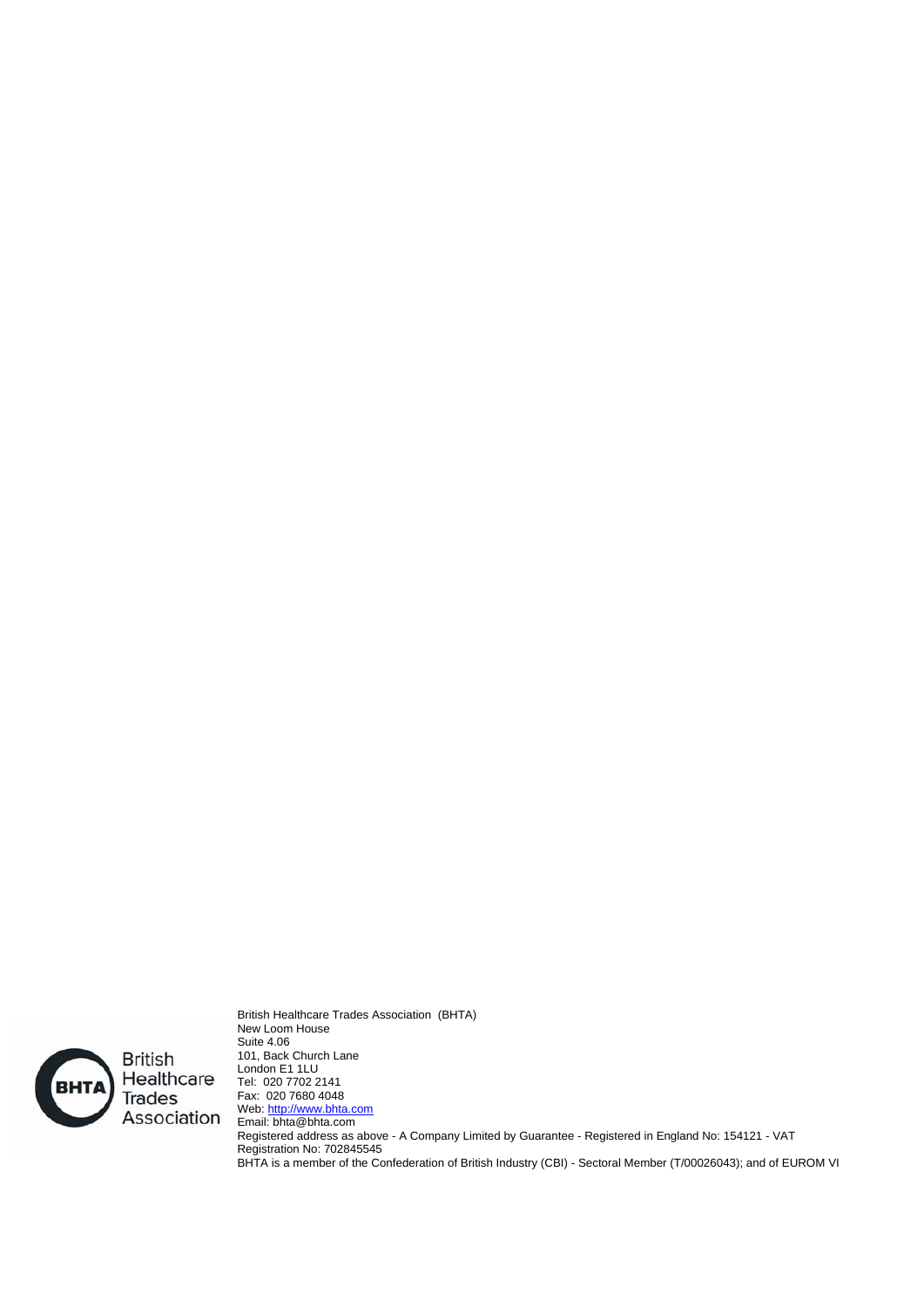British Healthcare Trades Association

British Healthcare Trades Association (BHTA)
New Loom House
Suite 4.06
101, Back Church Lane
London E1 1LU
Tel: 020 7702 2141
Fax: 020 7680 4048
Web: http://www.bhta.com
Email: bhta@bhta.com
Registered address as above - A Company Limited by Guarantee - Registered in England No: 154121 - VAT Registration No: 702845545
BHTA is a member of the Confederation of British Industry (CBI) - Sectoral Member (T/00026043); and of EUROM VI